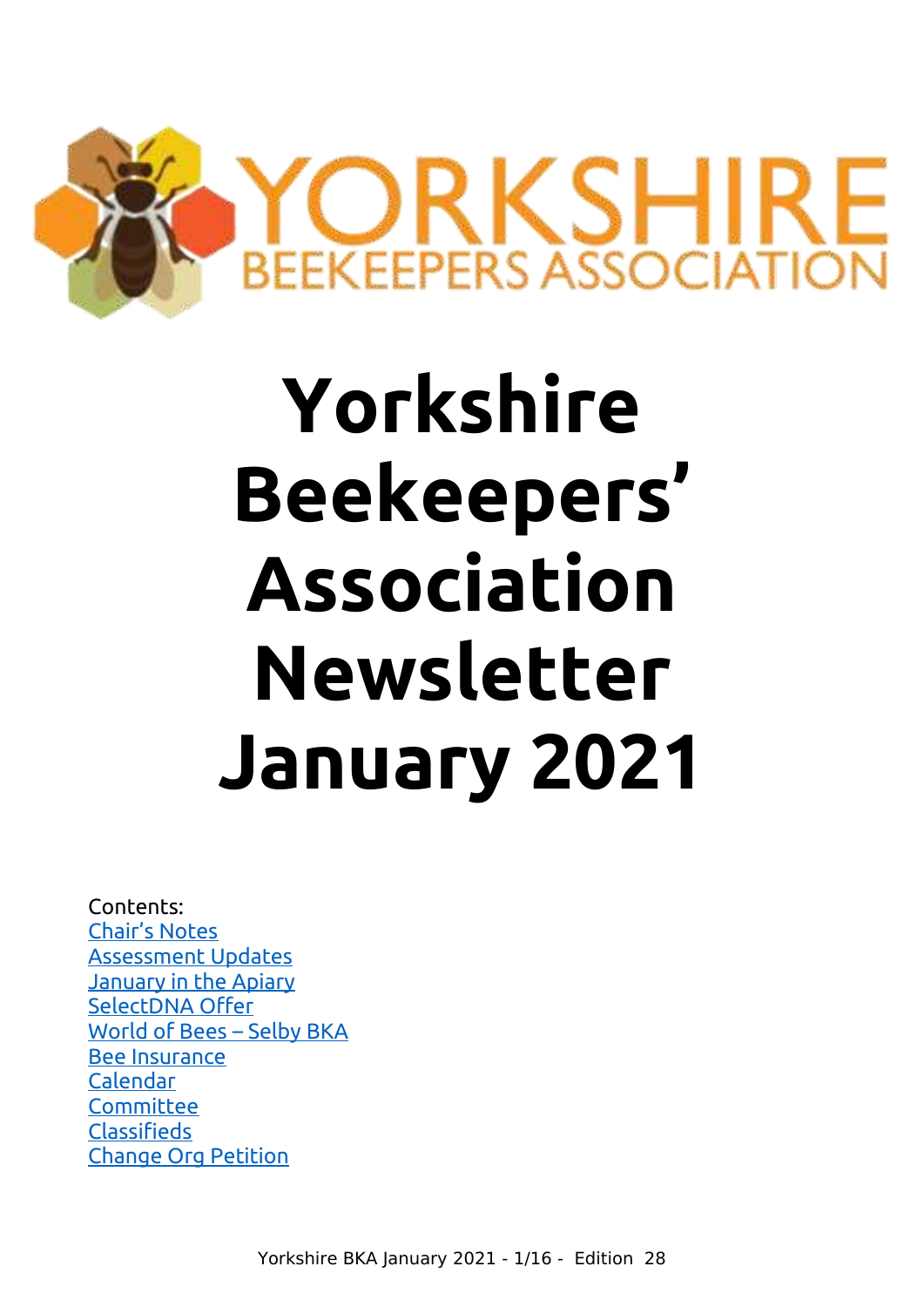# Yorkshire Beekeepers' Association Newsletter January 2021

Contents:

- [Chair's Notes]
- [Assessment Updates]
- [January in the Apiary]
- [SelectDNA Offer]
- [World of Bees – Selby BKA]
- [Bee Insurance]
- [Calendar]
- [Committee]
- [Classifieds]
- [Change Org Petition]

Edition 28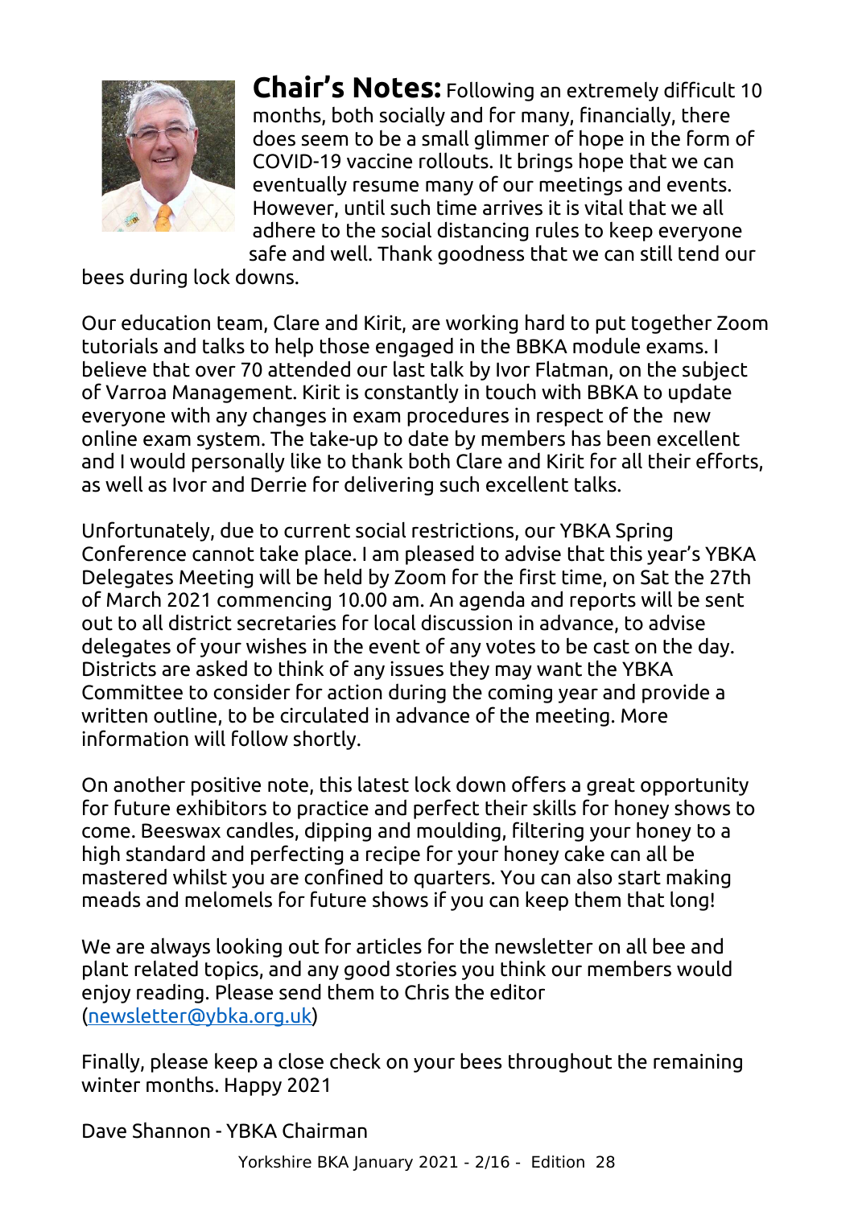**Chair's Notes:** Following an extremely difficult 10 months, both socially and for many, financially, there does seem to be a small glimmer of hope in the form of COVID-19 vaccine rollouts. It brings hope that we can eventually resume many of our meetings and events. However, until such time arrives it is vital that we all adhere to the social distancing rules to keep everyone safe and well. Thank goodness that we can still tend our bees during lock downs.

Our education team, Clare and Kirit, are working hard to put together Zoom tutorials and talks to help those engaged in the BBKA module exams. I believe that over 70 attended our last talk by Ivor Flatman, on the subject of Varroa Management. Kirit is constantly in touch with BBKA to update everyone with any changes in exam procedures in respect of the new online exam system. The take-up to date by members has been excellent and I would personally like to thank both Clare and Kirit for all their efforts, as well as Ivor and Derrie for delivering such excellent talks.

Unfortunately, due to current social restrictions, our YBKA Spring Conference cannot take place. I am pleased to advise that this year's YBKA Delegates Meeting will be held by Zoom for the first time, on Sat the 27th of March 2021 commencing 10.00 am. An agenda and reports will be sent out to all district secretaries for local discussion in advance, to advise delegates of your wishes in the event of any votes to be cast on the day. Districts are asked to think of any issues they may want the YBKA Committee to consider for action during the coming year and provide a written outline, to be circulated in advance of the meeting. More information will follow shortly.

On another positive note, this latest lock down offers a great opportunity for future exhibitors to practice and perfect their skills for honey shows to come. Beeswax candles, dipping and moulding, filtering your honey to a high standard and perfecting a recipe for your honey cake can all be mastered whilst you are confined to quarters. You can also start making meads and melomels for future shows if you can keep them that long!

We are always looking out for articles for the newsletter on all bee and plant related topics, and any good stories you think our members would enjoy reading. Please send them to Chris the editor (newsletter@ybka.org.uk)

Finally, please keep a close check on your bees throughout the remaining winter months. Happy 2021

Dave Shannon - YBKA Chairman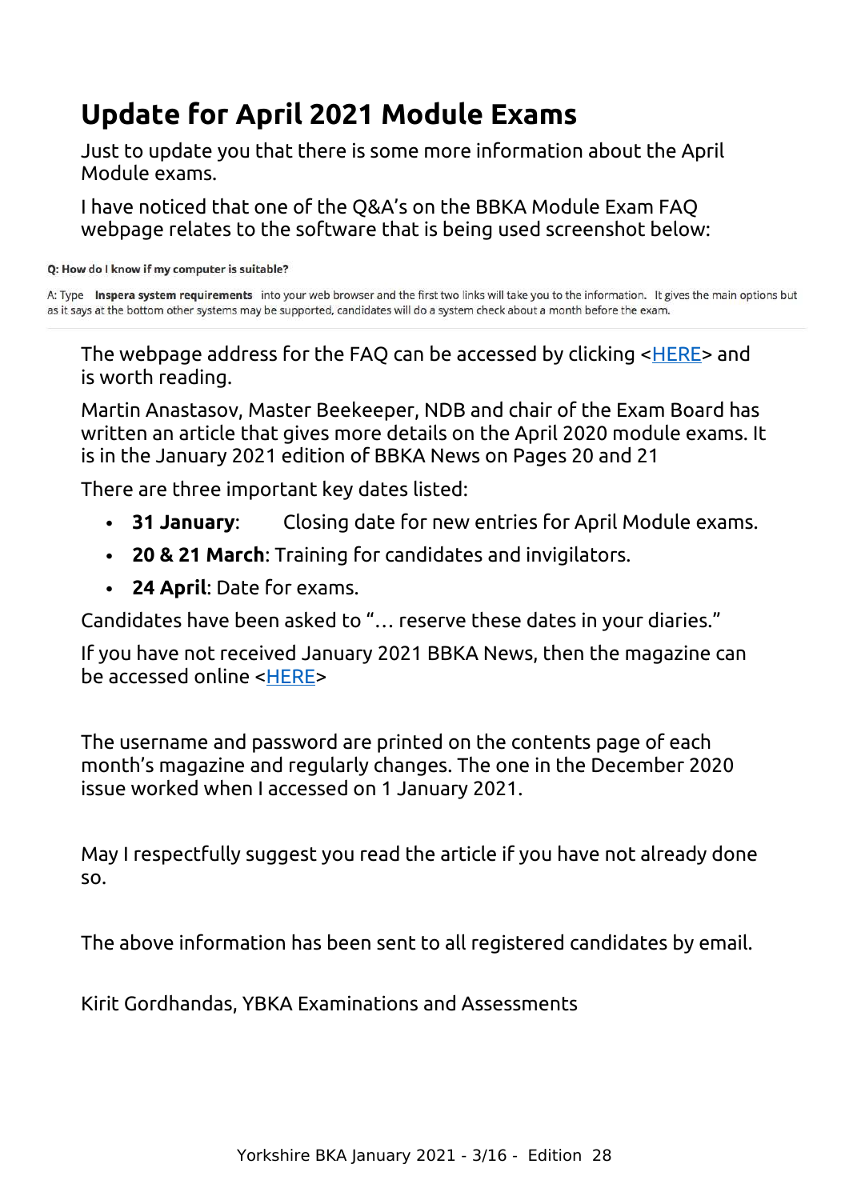# Update for April 2021 Module Exams

Just to update you that there is some more information about the April Module exams.

I have noticed that one of the Q&A's on the BBKA Module Exam FAQ webpage relates to the software that is being used screenshot below:

**Q: How do I know if my computer is suitable?**

A: Type **Inspera system requirements** into your web browser and the first two links will take you to the information. It gives the main options but as it says at the bottom other systems may be supported, candidates will do a system check about a month before the exam.

The webpage address for the FAQ can be accessed by clicking <HERE> and is worth reading.

Martin Anastasov, Master Beekeeper, NDB and chair of the Exam Board has written an article that gives more details on the April 2020 module exams. It is in the January 2021 edition of BBKA News on Pages 20 and 21

There are three important key dates listed:

- **31 January**: Closing date for new entries for April Module exams.
- **20 & 21 March**: Training for candidates and invigilators.
- **24 April**: Date for exams.

Candidates have been asked to "… reserve these dates in your diaries."

If you have not received January 2021 BBKA News, then the magazine can be accessed online <HERE>

The username and password are printed on the contents page of each month's magazine and regularly changes. The one in the December 2020 issue worked when I accessed on 1 January 2021.

May I respectfully suggest you read the article if you have not already done so.

The above information has been sent to all registered candidates by email.

Kirit Gordhandas, YBKA Examinations and Assessments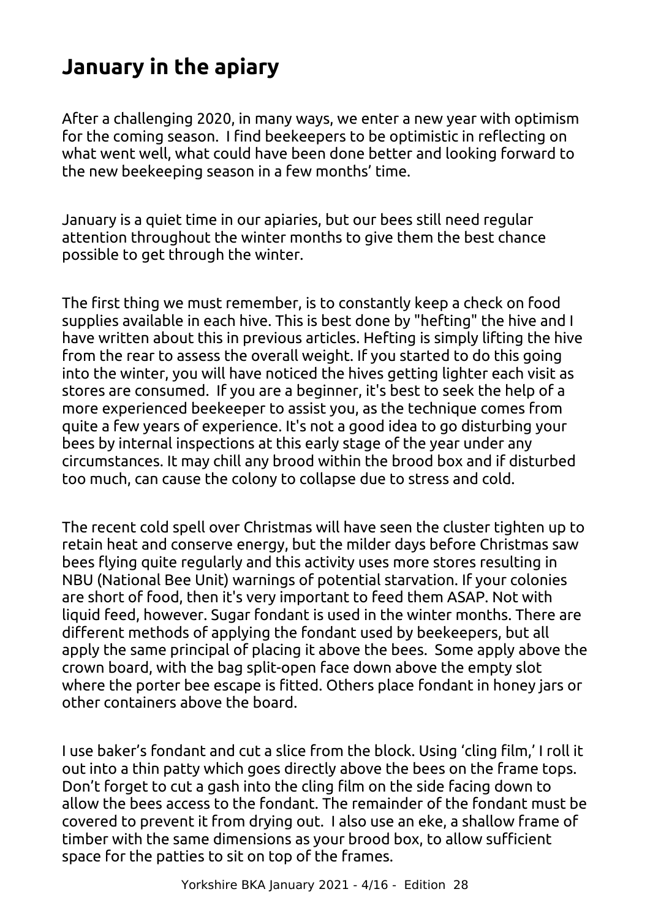# January in the apiary

After a challenging 2020, in many ways, we enter a new year with optimism for the coming season. I find beekeepers to be optimistic in reflecting on what went well, what could have been done better and looking forward to the new beekeeping season in a few months' time.

January is a quiet time in our apiaries, but our bees still need regular attention throughout the winter months to give them the best chance possible to get through the winter.

The first thing we must remember, is to constantly keep a check on food supplies available in each hive. This is best done by "hefting" the hive and I have written about this in previous articles. Hefting is simply lifting the hive from the rear to assess the overall weight. If you started to do this going into the winter, you will have noticed the hives getting lighter each visit as stores are consumed. If you are a beginner, it's best to seek the help of a more experienced beekeeper to assist you, as the technique comes from quite a few years of experience. It's not a good idea to go disturbing your bees by internal inspections at this early stage of the year under any circumstances. It may chill any brood within the brood box and if disturbed too much, can cause the colony to collapse due to stress and cold.

The recent cold spell over Christmas will have seen the cluster tighten up to retain heat and conserve energy, but the milder days before Christmas saw bees flying quite regularly and this activity uses more stores resulting in NBU (National Bee Unit) warnings of potential starvation. If your colonies are short of food, then it's very important to feed them ASAP. Not with liquid feed, however. Sugar fondant is used in the winter months. There are different methods of applying the fondant used by beekeepers, but all apply the same principal of placing it above the bees. Some apply above the crown board, with the bag split-open face down above the empty slot where the porter bee escape is fitted. Others place fondant in honey jars or other containers above the board.

I use baker's fondant and cut a slice from the block. Using 'cling film,' I roll it out into a thin patty which goes directly above the bees on the frame tops. Don't forget to cut a gash into the cling film on the side facing down to allow the bees access to the fondant. The remainder of the fondant must be covered to prevent it from drying out. I also use an eke, a shallow frame of timber with the same dimensions as your brood box, to allow sufficient space for the patties to sit on top of the frames.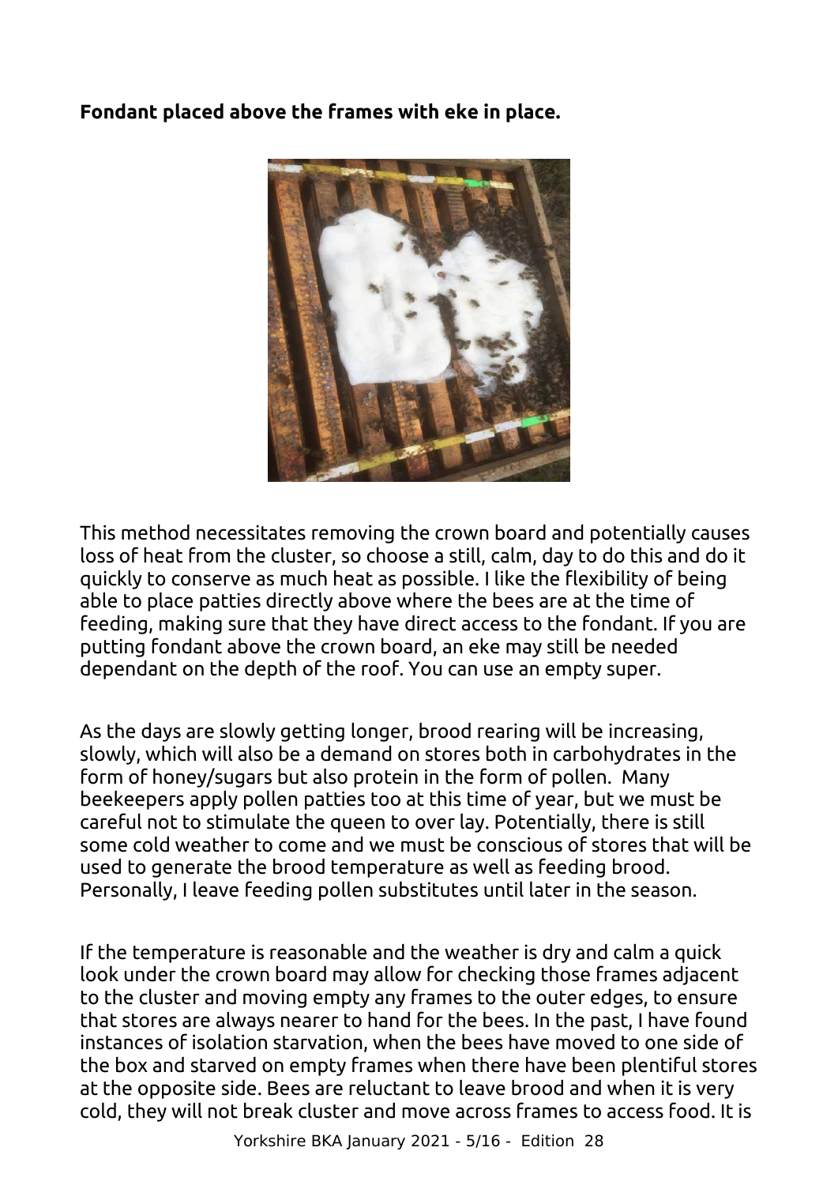**Fondant placed above the frames with eke in place.**

This method necessitates removing the crown board and potentially causes loss of heat from the cluster, so choose a still, calm, day to do this and do it quickly to conserve as much heat as possible. I like the flexibility of being able to place patties directly above where the bees are at the time of feeding, making sure that they have direct access to the fondant. If you are putting fondant above the crown board, an eke may still be needed dependant on the depth of the roof. You can use an empty super.

As the days are slowly getting longer, brood rearing will be increasing, slowly, which will also be a demand on stores both in carbohydrates in the form of honey/sugars but also protein in the form of pollen. Many beekeepers apply pollen patties too at this time of year, but we must be careful not to stimulate the queen to over lay. Potentially, there is still some cold weather to come and we must be conscious of stores that will be used to generate the brood temperature as well as feeding brood. Personally, I leave feeding pollen substitutes until later in the season.

If the temperature is reasonable and the weather is dry and calm a quick look under the crown board may allow for checking those frames adjacent to the cluster and moving empty any frames to the outer edges, to ensure that stores are always nearer to hand for the bees. In the past, I have found instances of isolation starvation, when the bees have moved to one side of the box and starved on empty frames when there have been plentiful stores at the opposite side. Bees are reluctant to leave brood and when it is very cold, they will not break cluster and move across frames to access food. It is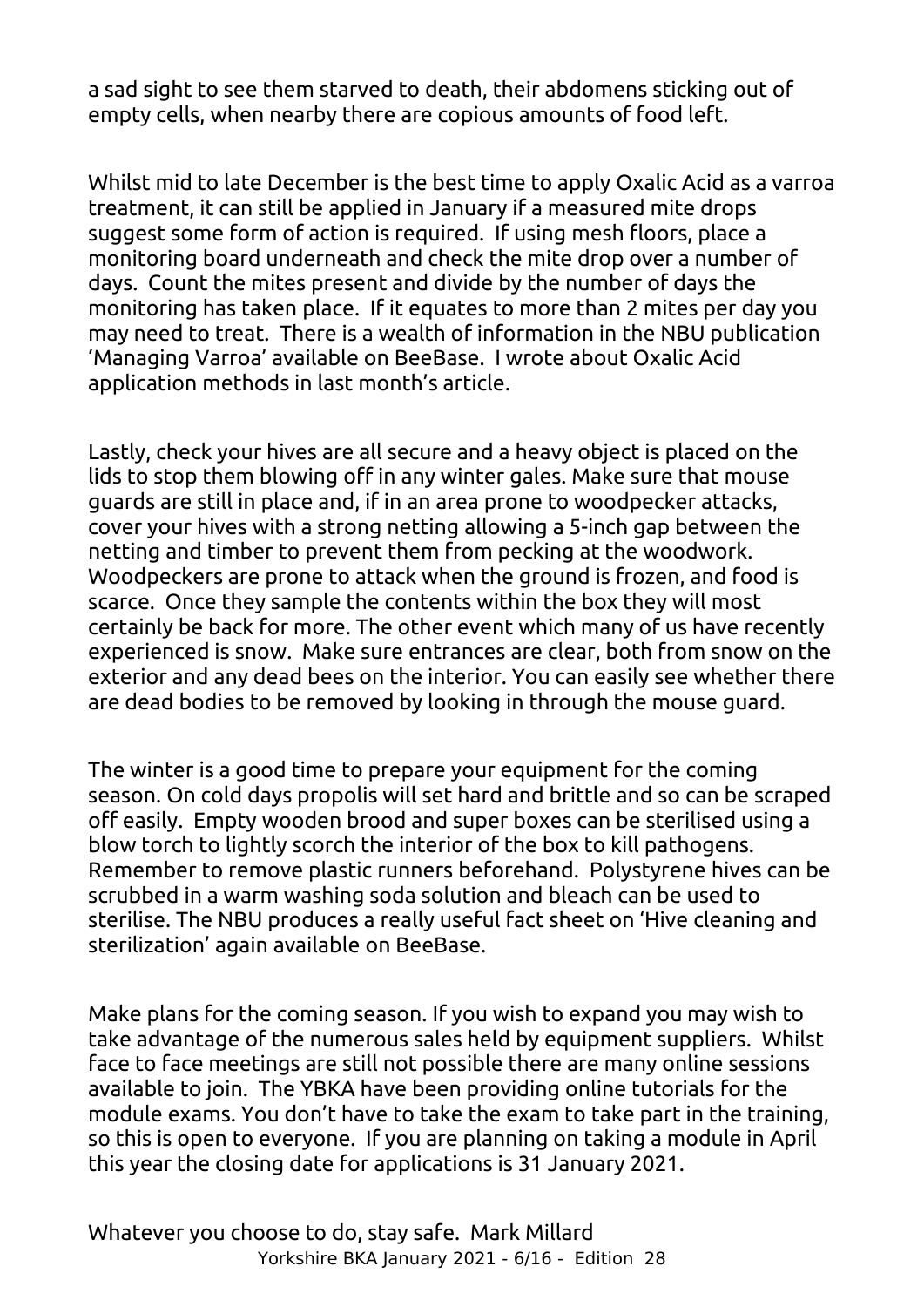a sad sight to see them starved to death, their abdomens sticking out of empty cells, when nearby there are copious amounts of food left.

Whilst mid to late December is the best time to apply Oxalic Acid as a varroa treatment, it can still be applied in January if a measured mite drops suggest some form of action is required. If using mesh floors, place a monitoring board underneath and check the mite drop over a number of days. Count the mites present and divide by the number of days the monitoring has taken place. If it equates to more than 2 mites per day you may need to treat. There is a wealth of information in the NBU publication 'Managing Varroa' available on BeeBase. I wrote about Oxalic Acid application methods in last month's article.

Lastly, check your hives are all secure and a heavy object is placed on the lids to stop them blowing off in any winter gales. Make sure that mouse guards are still in place and, if in an area prone to woodpecker attacks, cover your hives with a strong netting allowing a 5-inch gap between the netting and timber to prevent them from pecking at the woodwork. Woodpeckers are prone to attack when the ground is frozen, and food is scarce. Once they sample the contents within the box they will most certainly be back for more. The other event which many of us have recently experienced is snow. Make sure entrances are clear, both from snow on the exterior and any dead bees on the interior. You can easily see whether there are dead bodies to be removed by looking in through the mouse guard.

The winter is a good time to prepare your equipment for the coming season. On cold days propolis will set hard and brittle and so can be scraped off easily. Empty wooden brood and super boxes can be sterilised using a blow torch to lightly scorch the interior of the box to kill pathogens. Remember to remove plastic runners beforehand. Polystyrene hives can be scrubbed in a warm washing soda solution and bleach can be used to sterilise. The NBU produces a really useful fact sheet on 'Hive cleaning and sterilization' again available on BeeBase.

Make plans for the coming season. If you wish to expand you may wish to take advantage of the numerous sales held by equipment suppliers. Whilst face to face meetings are still not possible there are many online sessions available to join. The YBKA have been providing online tutorials for the module exams. You don't have to take the exam to take part in the training, so this is open to everyone. If you are planning on taking a module in April this year the closing date for applications is 31 January 2021.

Whatever you choose to do, stay safe. Mark Millard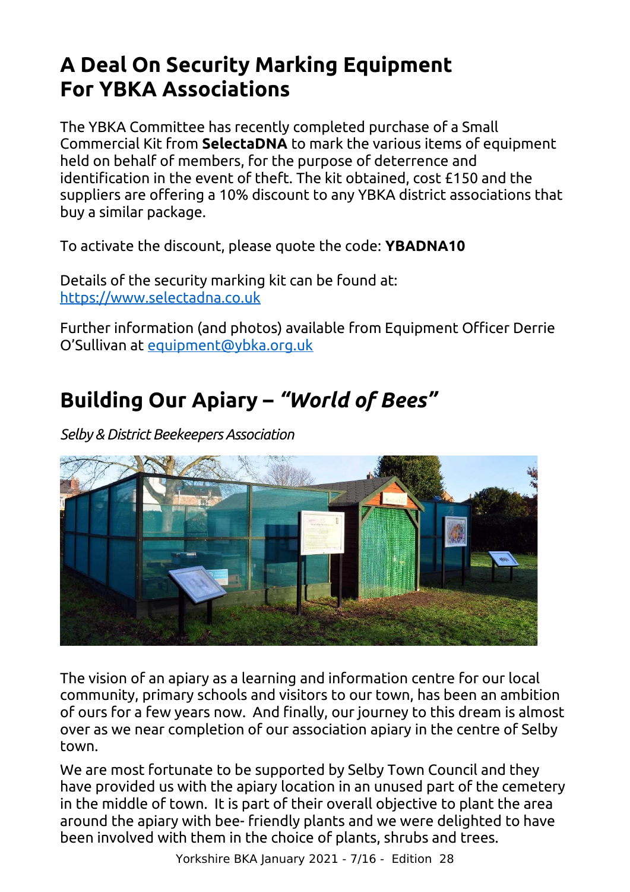# A Deal On Security Marking Equipment For YBKA Associations

The YBKA Committee has recently completed purchase of a Small Commercial Kit from **SelectaDNA** to mark the various items of equipment held on behalf of members, for the purpose of deterrence and identification in the event of theft. The kit obtained, cost £150 and the suppliers are offering a 10% discount to any YBKA district associations that buy a similar package.

To activate the discount, please quote the code: **YBADNA10**

Details of the security marking kit can be found at: [https://www.selectadna.co.uk](https://www.selectadna.co.uk)

Further information (and photos) available from Equipment Officer Derrie O'Sullivan at [equipment@ybka.org.uk](mailto:equipment@ybka.org.uk)

# Building Our Apiary – *"World of Bees"*

*Selby & District Beekeepers Association*

The vision of an apiary as a learning and information centre for our local community, primary schools and visitors to our town, has been an ambition of ours for a few years now. And finally, our journey to this dream is almost over as we near completion of our association apiary in the centre of Selby town.

We are most fortunate to be supported by Selby Town Council and they have provided us with the apiary location in an unused part of the cemetery in the middle of town. It is part of their overall objective to plant the area around the apiary with bee- friendly plants and we were delighted to have been involved with them in the choice of plants, shrubs and trees.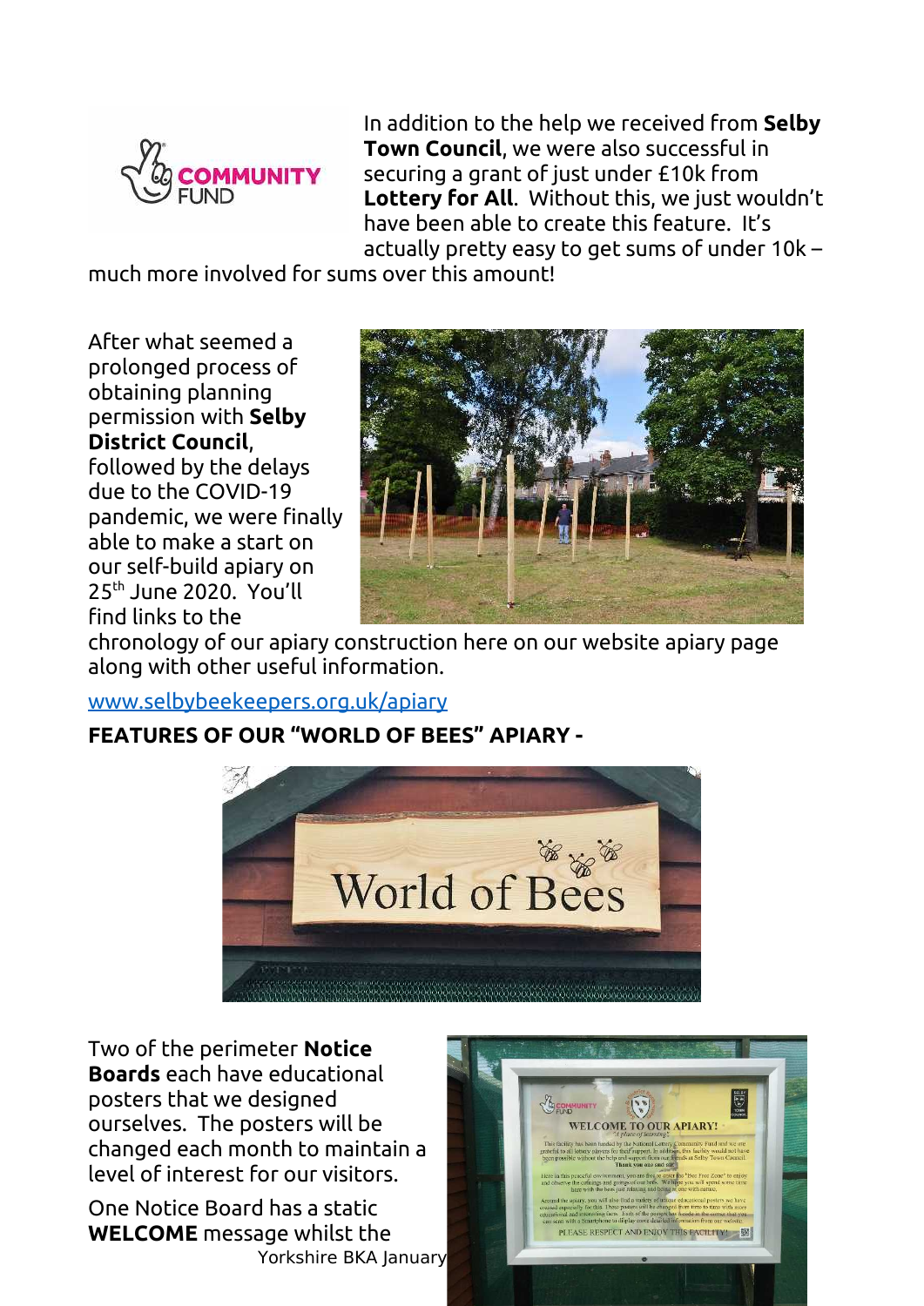In addition to the help we received from **Selby Town Council**, we were also successful in securing a grant of just under £10k from **Lottery for All**. Without this, we just wouldn't have been able to create this feature. It's actually pretty easy to get sums of under 10k – much more involved for sums over this amount!

After what seemed a prolonged process of obtaining planning permission with **Selby District Council**, followed by the delays due to the COVID-19 pandemic, we were finally able to make a start on our self-build apiary on 25th June 2020. You'll find links to the chronology of our apiary construction here on our website apiary page along with other useful information.

www.selbybeekeepers.org.uk/apiary

**FEATURES OF OUR "WORLD OF BEES" APIARY -**

Two of the perimeter **Notice Boards** each have educational posters that we designed ourselves. The posters will be changed each month to maintain a level of interest for our visitors.

One Notice Board has a static **WELCOME** message whilst the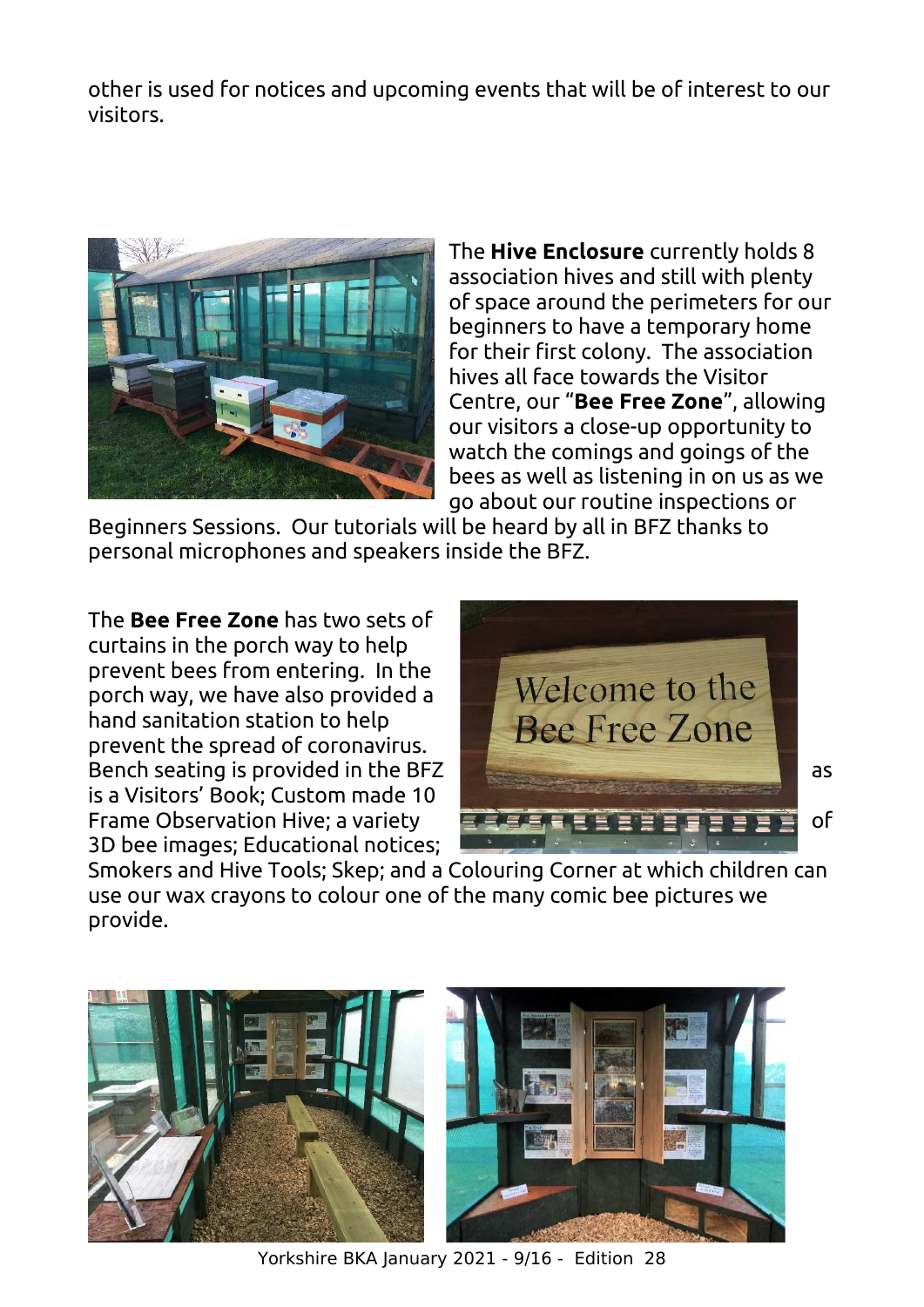other is used for notices and upcoming events that will be of interest to our visitors.

The **Hive Enclosure** currently holds 8 association hives and still with plenty of space around the perimeters for our beginners to have a temporary home for their first colony. The association hives all face towards the Visitor Centre, our "**Bee Free Zone**", allowing our visitors a close-up opportunity to watch the comings and goings of the bees as well as listening in on us as we go about our routine inspections or Beginners Sessions. Our tutorials will be heard by all in BFZ thanks to personal microphones and speakers inside the BFZ.

The **Bee Free Zone** has two sets of curtains in the porch way to help prevent bees from entering. In the porch way, we have also provided a hand sanitation station to help prevent the spread of coronavirus. Bench seating is provided in the BFZ as is a Visitors' Book; Custom made 10 Frame Observation Hive; a variety of 3D bee images; Educational notices; Smokers and Hive Tools; Skep; and a Colouring Corner at which children can use our wax crayons to colour one of the many comic bee pictures we provide.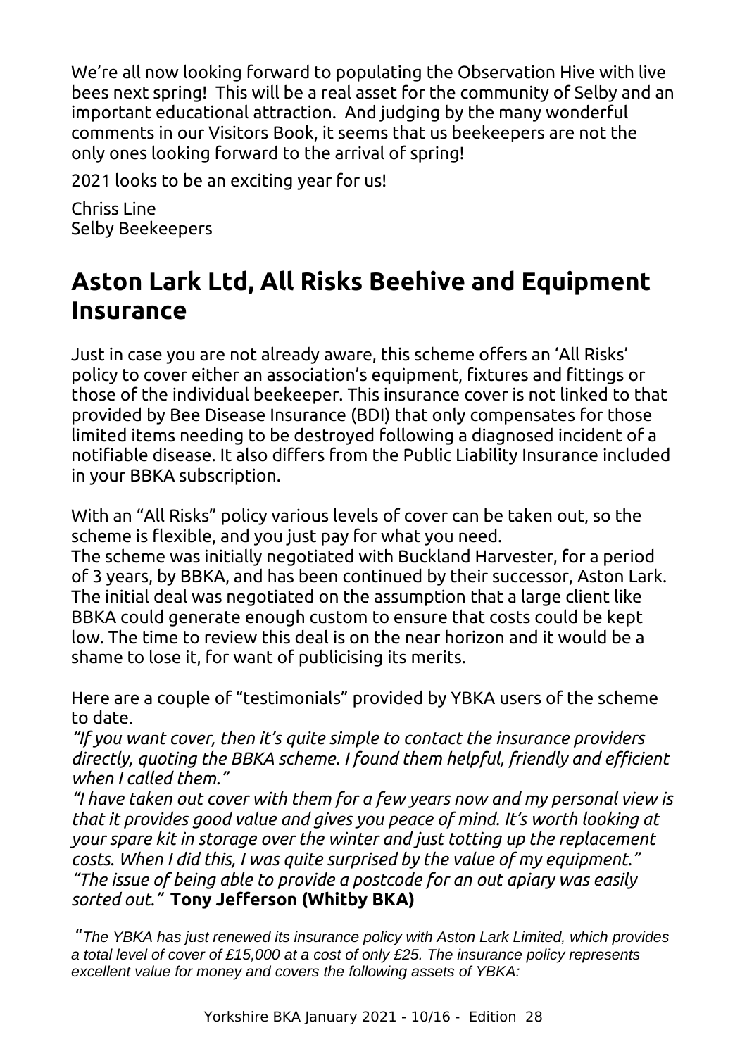We're all now looking forward to populating the Observation Hive with live bees next spring! This will be a real asset for the community of Selby and an important educational attraction. And judging by the many wonderful comments in our Visitors Book, it seems that us beekeepers are not the only ones looking forward to the arrival of spring!

2021 looks to be an exciting year for us!

Chriss Line
Selby Beekeepers

## Aston Lark Ltd, All Risks Beehive and Equipment Insurance

Just in case you are not already aware, this scheme offers an 'All Risks' policy to cover either an association's equipment, fixtures and fittings or those of the individual beekeeper. This insurance cover is not linked to that provided by Bee Disease Insurance (BDI) that only compensates for those limited items needing to be destroyed following a diagnosed incident of a notifiable disease. It also differs from the Public Liability Insurance included in your BBKA subscription.

With an "All Risks" policy various levels of cover can be taken out, so the scheme is flexible, and you just pay for what you need.
The scheme was initially negotiated with Buckland Harvester, for a period of 3 years, by BBKA, and has been continued by their successor, Aston Lark. The initial deal was negotiated on the assumption that a large client like BBKA could generate enough custom to ensure that costs could be kept low. The time to review this deal is on the near horizon and it would be a shame to lose it, for want of publicising its merits.

Here are a couple of "testimonials" provided by YBKA users of the scheme to date.
*"If you want cover, then it's quite simple to contact the insurance providers directly, quoting the BBKA scheme. I found them helpful, friendly and efficient when I called them."*
*"I have taken out cover with them for a few years now and my personal view is that it provides good value and gives you peace of mind. It's worth looking at your spare kit in storage over the winter and just totting up the replacement costs. When I did this, I was quite surprised by the value of my equipment."*
*"The issue of being able to provide a postcode for an out apiary was easily sorted out."* **Tony Jefferson (Whitby BKA)**

*"The YBKA has just renewed its insurance policy with Aston Lark Limited, which provides a total level of cover of £15,000 at a cost of only £25. The insurance policy represents excellent value for money and covers the following assets of YBKA:*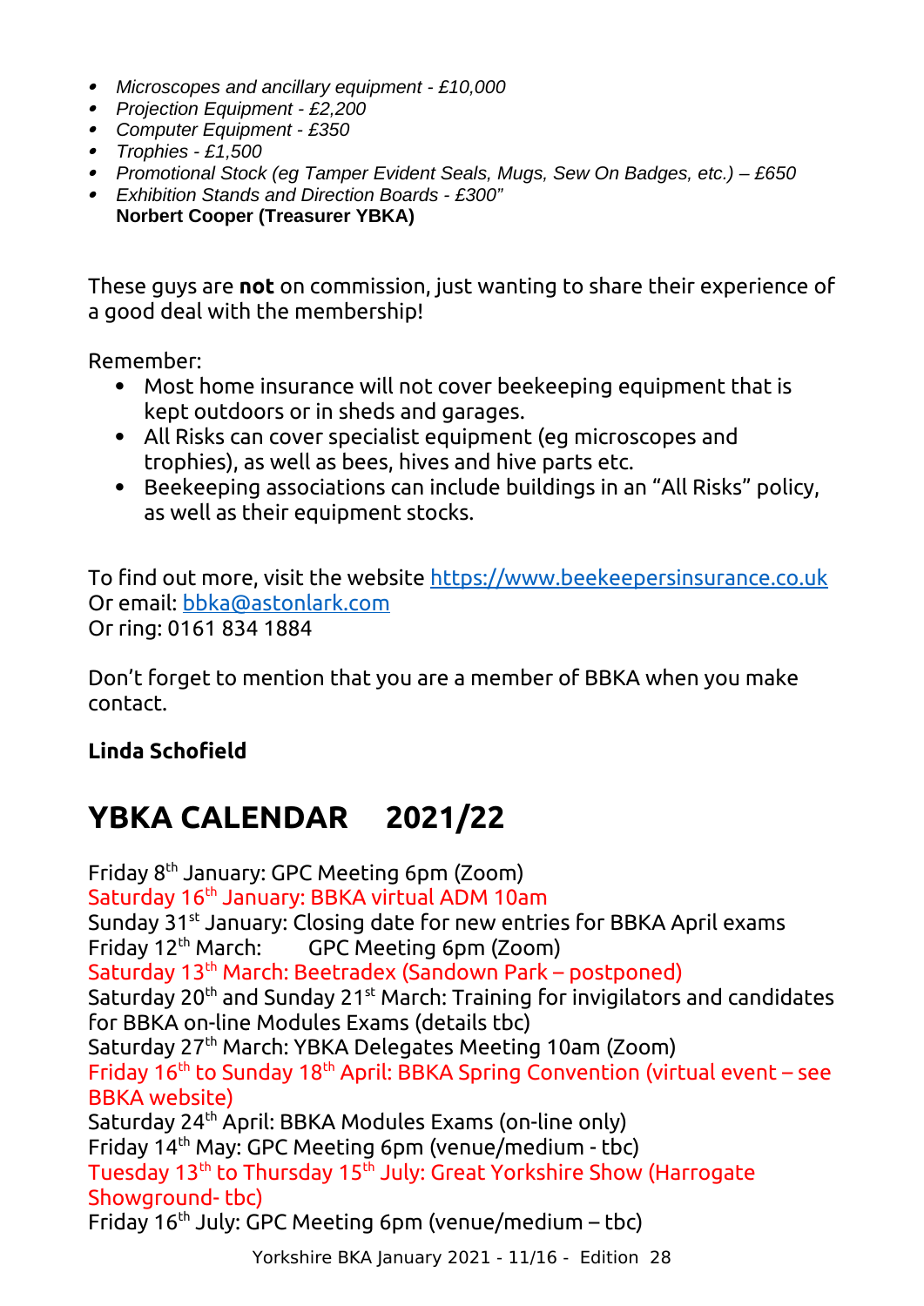- *Microscopes and ancillary equipment - £10,000*
- *Projection Equipment - £2,200*
- *Computer Equipment - £350*
- *Trophies - £1,500*
- *Promotional Stock (eg Tamper Evident Seals, Mugs, Sew On Badges, etc.) – £650*
- *Exhibition Stands and Direction Boards - £300"*

**Norbert Cooper (Treasurer YBKA)**

These guys are **not** on commission, just wanting to share their experience of a good deal with the membership!

Remember:

- Most home insurance will not cover beekeeping equipment that is kept outdoors or in sheds and garages.
- All Risks can cover specialist equipment (eg microscopes and trophies), as well as bees, hives and hive parts etc.
- Beekeeping associations can include buildings in an "All Risks" policy, as well as their equipment stocks.

To find out more, visit the website [https://www.beekeepersinsurance.co.uk](https://www.beekeepersinsurance.co.uk)
Or email: [bbka@astonlark.com](mailto:bbka@astonlark.com)
Or ring: 0161 834 1884

Don't forget to mention that you are a member of BBKA when you make contact.

**Linda Schofield**

# YBKA CALENDAR 2021/22

Friday 8th January: GPC Meeting 6pm (Zoom)
Saturday 16th January: BBKA virtual ADM 10am
Sunday 31st January: Closing date for new entries for BBKA April exams
Friday 12th March: GPC Meeting 6pm (Zoom)
Saturday 13th March: Beetradex (Sandown Park – postponed)
Saturday 20th and Sunday 21st March: Training for invigilators and candidates for BBKA on-line Modules Exams (details tbc)
Saturday 27th March: YBKA Delegates Meeting 10am (Zoom)
Friday 16th to Sunday 18th April: BBKA Spring Convention (virtual event – see BBKA website)
Saturday 24th April: BBKA Modules Exams (on-line only)
Friday 14th May: GPC Meeting 6pm (venue/medium - tbc)
Tuesday 13th to Thursday 15th July: Great Yorkshire Show (Harrogate Showground- tbc)
Friday 16th July: GPC Meeting 6pm (venue/medium – tbc)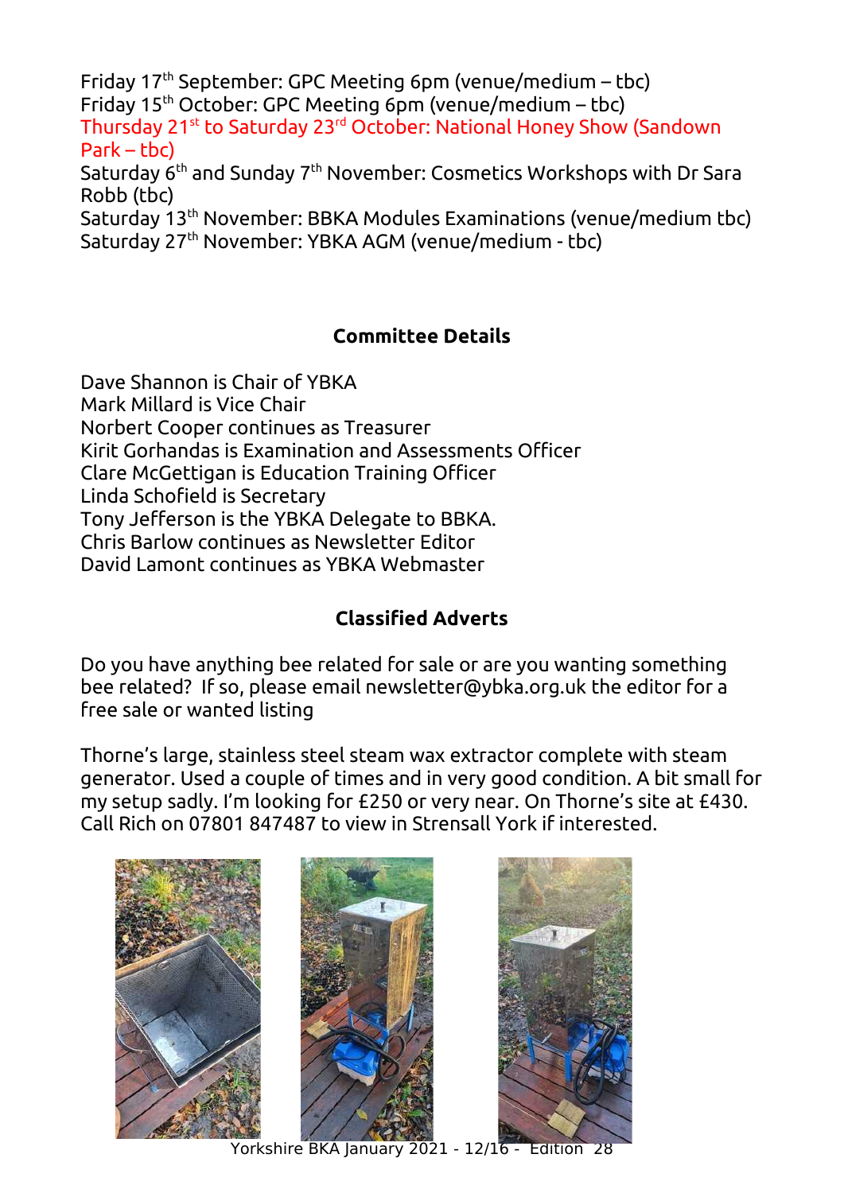Friday 17th September: GPC Meeting 6pm (venue/medium – tbc)
Friday 15th October: GPC Meeting 6pm (venue/medium – tbc)
Thursday 21st to Saturday 23rd October: National Honey Show (Sandown Park – tbc)
Saturday 6th and Sunday 7th November: Cosmetics Workshops with Dr Sara Robb (tbc)
Saturday 13th November: BBKA Modules Examinations (venue/medium tbc)
Saturday 27th November: YBKA AGM (venue/medium - tbc)

## Committee Details

Dave Shannon is Chair of YBKA
Mark Millard is Vice Chair
Norbert Cooper continues as Treasurer
Kirit Gorhandas is Examination and Assessments Officer
Clare McGettigan is Education Training Officer
Linda Schofield is Secretary
Tony Jefferson is the YBKA Delegate to BBKA.
Chris Barlow continues as Newsletter Editor
David Lamont continues as YBKA Webmaster

## Classified Adverts

Do you have anything bee related for sale or are you wanting something bee related? If so, please email newsletter@ybka.org.uk the editor for a free sale or wanted listing

Thorne's large, stainless steel steam wax extractor complete with steam generator. Used a couple of times and in very good condition. A bit small for my setup sadly. I'm looking for £250 or very near. On Thorne's site at £430. Call Rich on 07801 847487 to view in Strensall York if interested.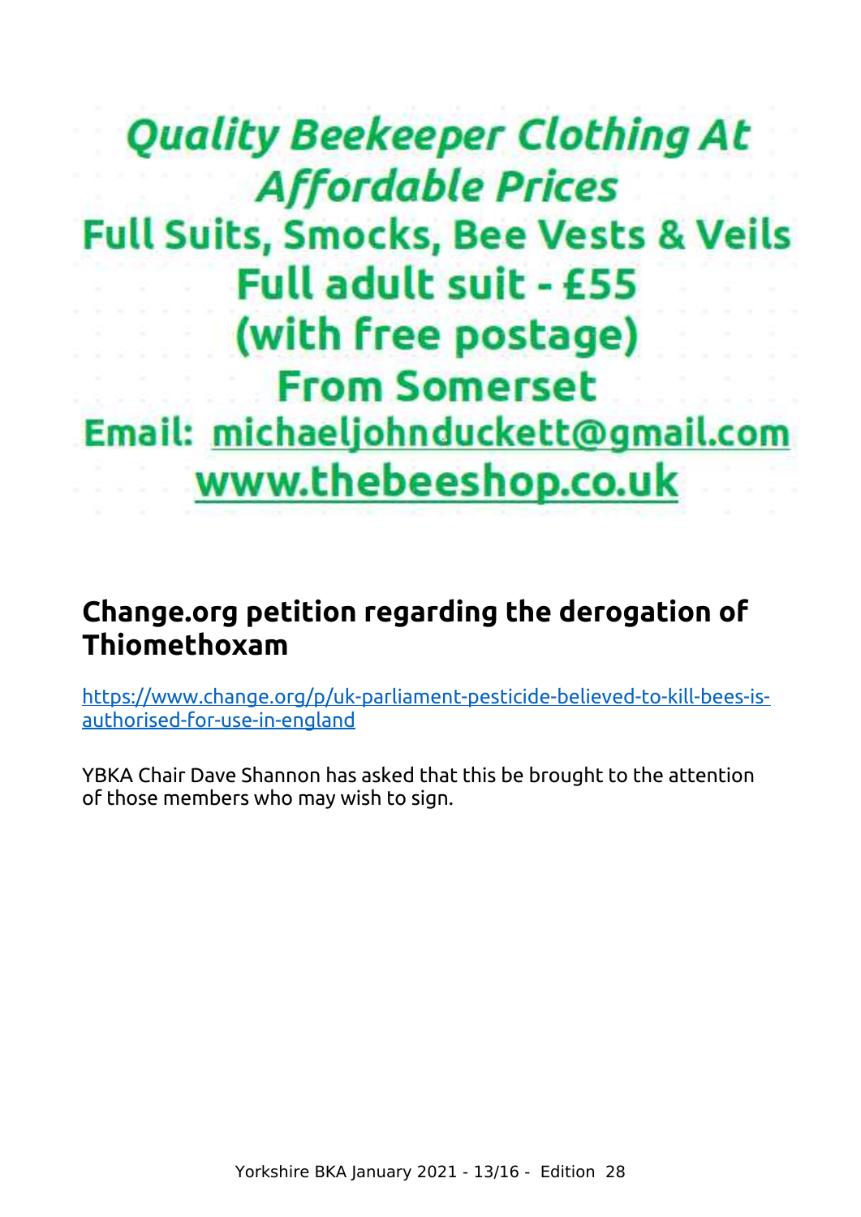**Quality Beekeeper Clothing At *Affordable Prices***

**Full Suits, Smocks, Bee Vests & Veils**

**Full adult suit - £55**

**(with free postage)**

**From Somerset**

**Email: michaeljohnduckett@gmail.com**

**www.thebeeshop.co.uk**

## Change.org petition regarding the derogation of Thiomethoxam

https://www.change.org/p/uk-parliament-pesticide-believed-to-kill-bees-is-authorised-for-use-in-england

YBKA Chair Dave Shannon has asked that this be brought to the attention of those members who may wish to sign.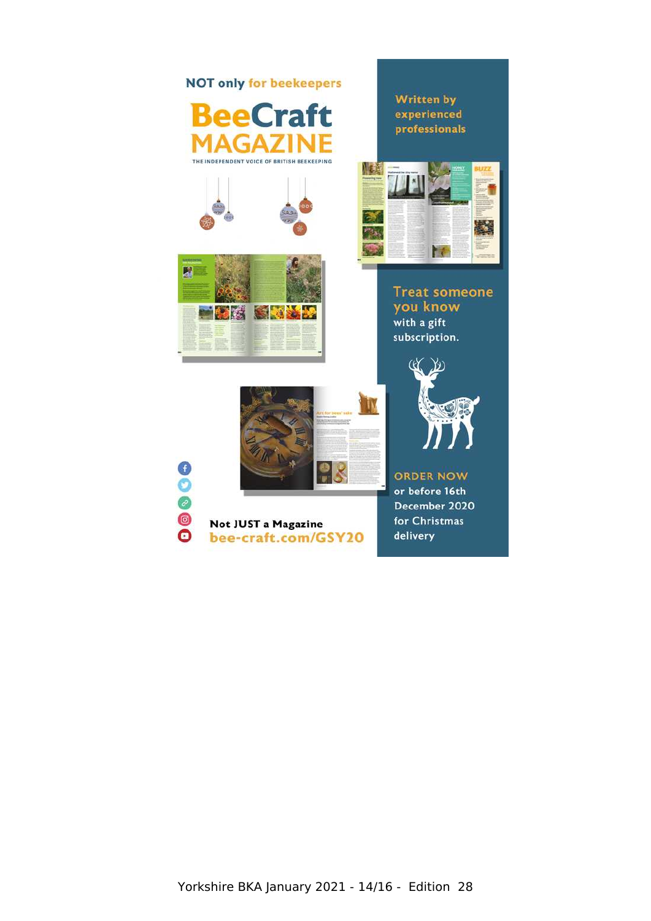NOT only for beekeepers

# BeeCraft MAGAZINE

THE INDEPENDENT VOICE OF BRITISH BEEKEEPING

Written by experienced professionals

Treat someone you know with a gift subscription.

ORDER NOW or before 16th December 2020 for Christmas delivery

Not JUST a Magazine

bee-craft.com/GSY20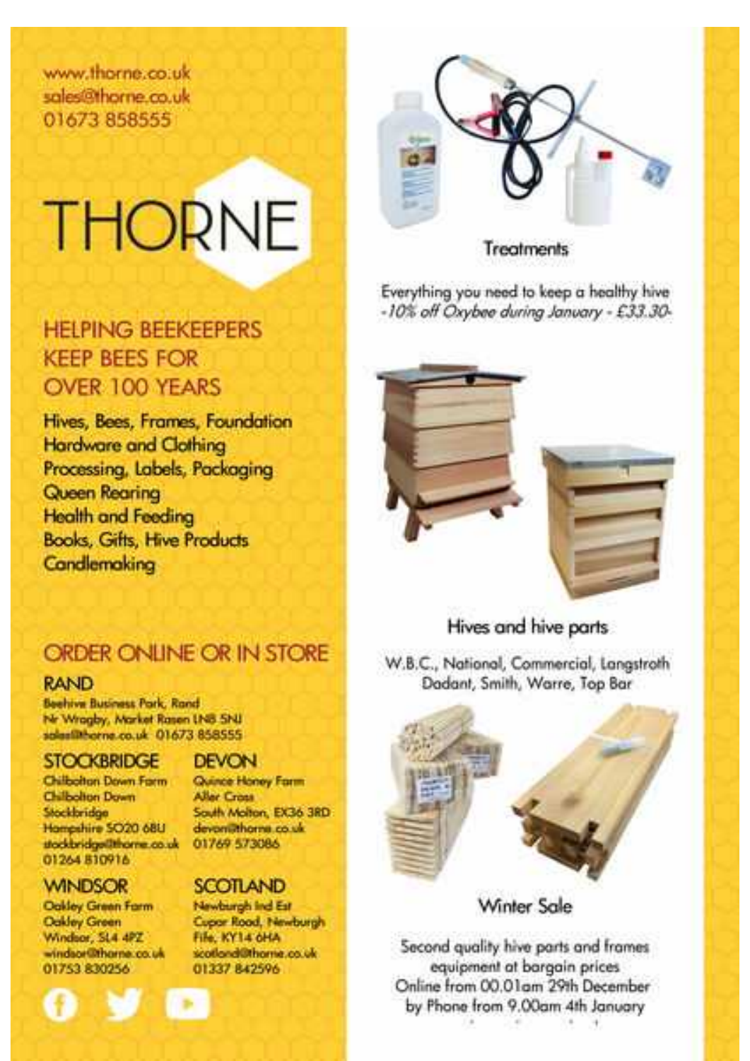www.thorne.co.uk
sales@thorne.co.uk
01673 858555

# THORNE

## HELPING BEEKEEPERS KEEP BEES FOR OVER 100 YEARS

Hives, Bees, Frames, Foundation
Hardware and Clothing
Processing, Labels, Packaging
Queen Rearing
Health and Feeding
Books, Gifts, Hive Products
Candlemaking

## ORDER ONLINE OR IN STORE

### RAND

Beehive Business Park, Rand
Nr Wragby, Market Rasen LN8 5NJ
sales@thorne.co.uk 01673 858555

### STOCKBRIDGE

Chilbolton Down Farm
Chilbolton Down
Stockbridge
Hampshire SO20 6BU
stockbridge@thorne.co.uk
01264 810916

### DEVON

Quince Honey Farm
Aller Cross
South Molton, EX36 3RD
devon@thorne.co.uk
01769 573086

### WINDSOR

Oakley Green Farm
Oakley Green
Windsor, SL4 4PZ
windsor@thorne.co.uk
01753 830256

### SCOTLAND

Newburgh Ind Est
Cupar Road, Newburgh
Fife, KY14 6HA
scotland@thorne.co.uk
01337 842596

### Treatments

Everything you need to keep a healthy hive
*-10% off Oxybee during January - £33.30-*

### Hives and hive parts

W.B.C., National, Commercial, Langstroth
Dadant, Smith, Warre, Top Bar

### Winter Sale

Second quality hive parts and frames
equipment at bargain prices
Online from 00.01am 29th December
by Phone from 9.00am 4th January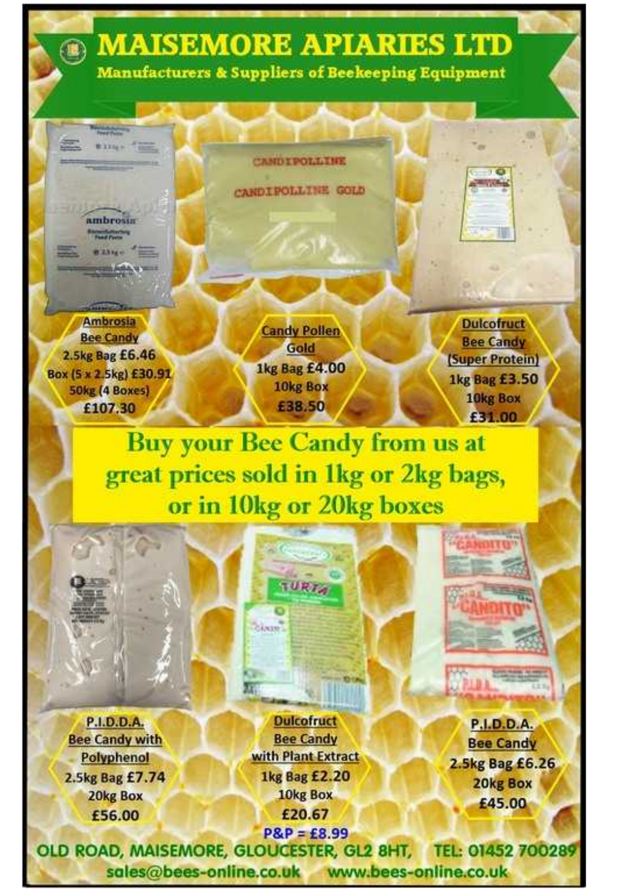# MAISEMORE APIARIES LTD

**Manufacturers & Suppliers of Beekeeping Equipment**

**Ambrosia Bee Candy**
2.5kg Bag £6.46
Box (5 x 2.5kg) £30.91
50kg (4 Boxes) £107.30

**Candy Pollen Gold**
1kg Bag £4.00
10kg Box £38.50

**Dulcofruct Bee Candy (Super Protein)**
1kg Bag £3.50
10kg Box £31.00

## Buy your Bee Candy from us at great prices sold in 1kg or 2kg bags, or in 10kg or 20kg boxes

**P.I.D.D.A. Bee Candy with Polyphenol**
2.5kg Bag £7.74
20kg Box £56.00

**Dulcofruct Bee Candy with Plant Extract**
1kg Bag £2.20
10kg Box £20.67

**P.I.D.D.A. Bee Candy**
2.5kg Bag £6.26
20kg Box £45.00

P&P = £8.99

OLD ROAD, MAISEMORE, GLOUCESTER, GL2 8HT, TEL: 01452 700289
sales@bees-online.co.uk www.bees-online.co.uk